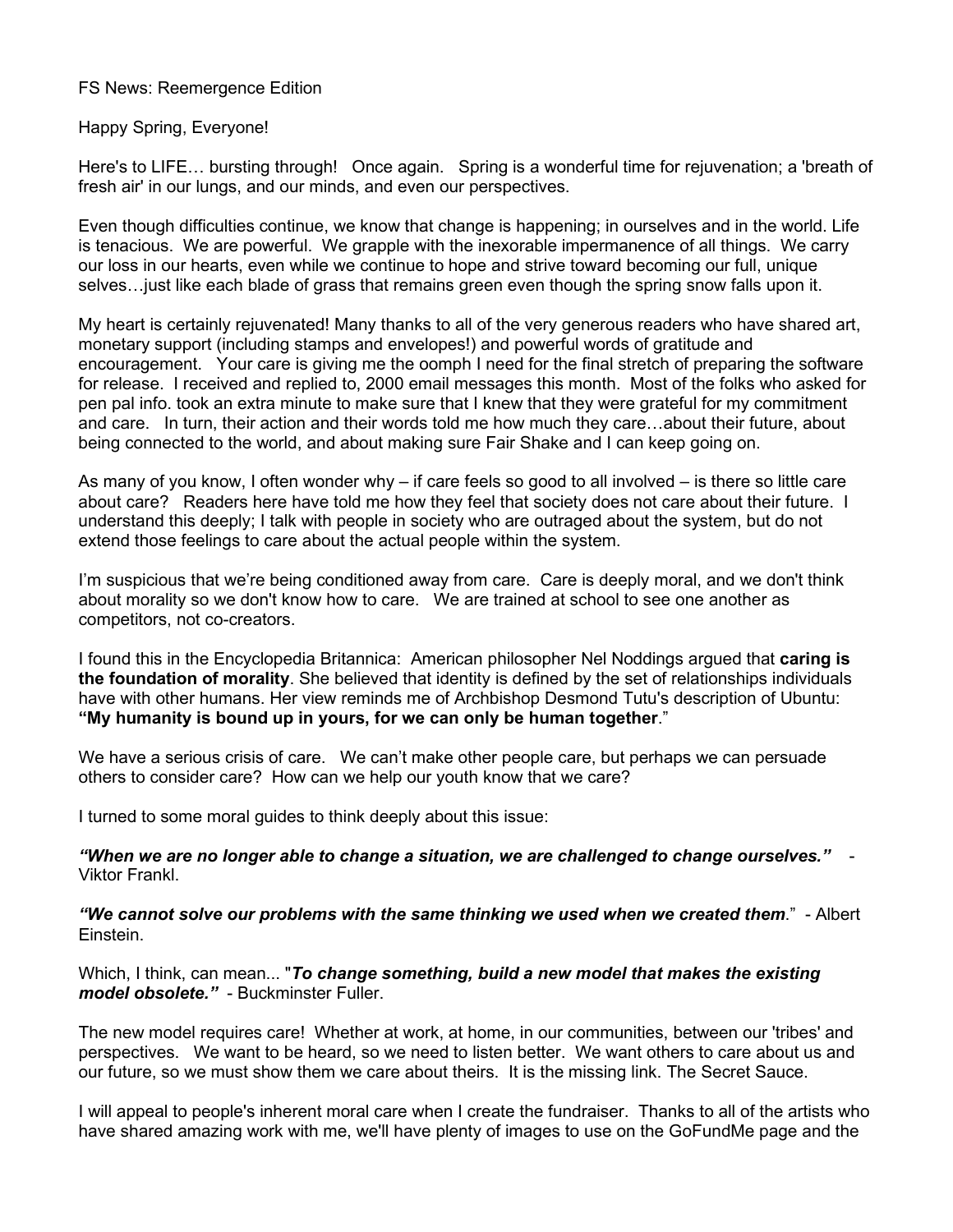FS News: Reemergence Edition

Happy Spring, Everyone!

Here's to LIFE… bursting through!   Once again.   Spring is a wonderful time for rejuvenation; a 'breath of fresh air' in our lungs, and our minds, and even our perspectives.

Even though difficulties continue, we know that change is happening; in ourselves and in the world. Life is tenacious.  We are powerful.  We grapple with the inexorable impermanence of all things.  We carry our loss in our hearts, even while we continue to hope and strive toward becoming our full, unique selves…just like each blade of grass that remains green even though the spring snow falls upon it.

My heart is certainly rejuvenated! Many thanks to all of the very generous readers who have shared art, monetary support (including stamps and envelopes!) and powerful words of gratitude and encouragement.   Your care is giving me the oomph I need for the final stretch of preparing the software for release.  I received and replied to, 2000 email messages this month.  Most of the folks who asked for pen pal info. took an extra minute to make sure that I knew that they were grateful for my commitment and care.   In turn, their action and their words told me how much they care…about their future, about being connected to the world, and about making sure Fair Shake and I can keep going on.

As many of you know, I often wonder why – if care feels so good to all involved – is there so little care about care?   Readers here have told me how they feel that society does not care about their future.  I understand this deeply; I talk with people in society who are outraged about the system, but do not extend those feelings to care about the actual people within the system.

I'm suspicious that we're being conditioned away from care.  Care is deeply moral, and we don't think about morality so we don't know how to care.   We are trained at school to see one another as competitors, not co-creators.

I found this in the Encyclopedia Britannica:  American philosopher Nel Noddings argued that **caring is the foundation of morality**. She believed that identity is defined by the set of relationships individuals have with other humans. Her view reminds me of Archbishop Desmond Tutu's description of Ubuntu: **"My humanity is bound up in yours, for we can only be human together**."

We have a serious crisis of care.   We can't make other people care, but perhaps we can persuade others to consider care?  How can we help our youth know that we care?

I turned to some moral guides to think deeply about this issue:

***"When we are no longer able to change a situation, we are challenged to change ourselves."*** - Viktor Frankl.

***"We cannot solve our problems with the same thinking we used when we created them***."  - Albert Einstein.

Which, I think, can mean... "***To change something, build a new model that makes the existing model obsolete."*** - Buckminster Fuller.

The new model requires care!  Whether at work, at home, in our communities, between our 'tribes' and perspectives.   We want to be heard, so we need to listen better.  We want others to care about us and our future, so we must show them we care about theirs.  It is the missing link. The Secret Sauce.

I will appeal to people's inherent moral care when I create the fundraiser.  Thanks to all of the artists who have shared amazing work with me, we'll have plenty of images to use on the GoFundMe page and the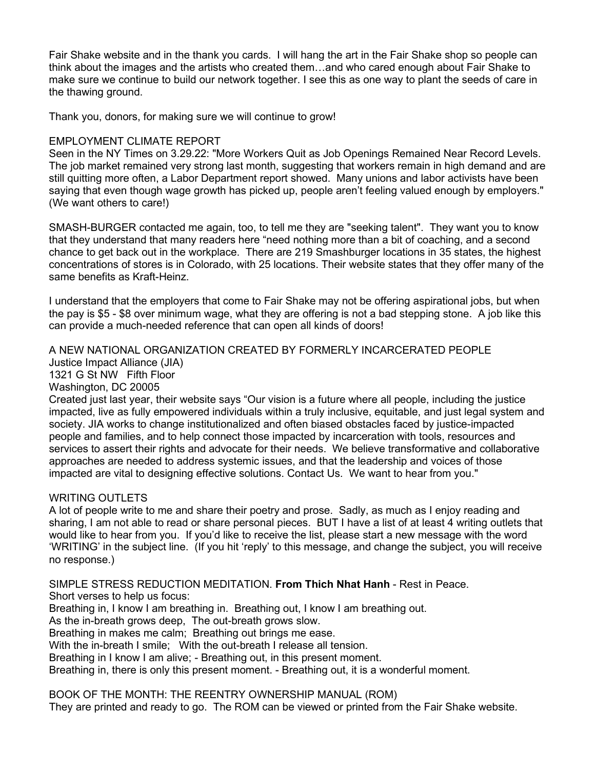Fair Shake website and in the thank you cards. I will hang the art in the Fair Shake shop so people can think about the images and the artists who created them…and who cared enough about Fair Shake to make sure we continue to build our network together. I see this as one way to plant the seeds of care in the thawing ground.

Thank you, donors, for making sure we will continue to grow!

EMPLOYMENT CLIMATE REPORT
Seen in the NY Times on 3.29.22: "More Workers Quit as Job Openings Remained Near Record Levels. The job market remained very strong last month, suggesting that workers remain in high demand and are still quitting more often, a Labor Department report showed. Many unions and labor activists have been saying that even though wage growth has picked up, people aren't feeling valued enough by employers." (We want others to care!)

SMASH-BURGER contacted me again, too, to tell me they are "seeking talent". They want you to know that they understand that many readers here "need nothing more than a bit of coaching, and a second chance to get back out in the workplace. There are 219 Smashburger locations in 35 states, the highest concentrations of stores is in Colorado, with 25 locations. Their website states that they offer many of the same benefits as Kraft-Heinz.

I understand that the employers that come to Fair Shake may not be offering aspirational jobs, but when the pay is $5 - $8 over minimum wage, what they are offering is not a bad stepping stone. A job like this can provide a much-needed reference that can open all kinds of doors!

A NEW NATIONAL ORGANIZATION CREATED BY FORMERLY INCARCERATED PEOPLE
Justice Impact Alliance (JIA)
1321 G St NW Fifth Floor
Washington, DC 20005
Created just last year, their website says "Our vision is a future where all people, including the justice impacted, live as fully empowered individuals within a truly inclusive, equitable, and just legal system and society. JIA works to change institutionalized and often biased obstacles faced by justice-impacted people and families, and to help connect those impacted by incarceration with tools, resources and services to assert their rights and advocate for their needs. We believe transformative and collaborative approaches are needed to address systemic issues, and that the leadership and voices of those impacted are vital to designing effective solutions. Contact Us. We want to hear from you."

WRITING OUTLETS
A lot of people write to me and share their poetry and prose. Sadly, as much as I enjoy reading and sharing, I am not able to read or share personal pieces. BUT I have a list of at least 4 writing outlets that would like to hear from you. If you'd like to receive the list, please start a new message with the word 'WRITING' in the subject line. (If you hit 'reply' to this message, and change the subject, you will receive no response.)

SIMPLE STRESS REDUCTION MEDITATION. **From Thich Nhat Hanh** - Rest in Peace.
Short verses to help us focus:
Breathing in, I know I am breathing in. Breathing out, I know I am breathing out.
As the in-breath grows deep, The out-breath grows slow.
Breathing in makes me calm; Breathing out brings me ease.
With the in-breath I smile; With the out-breath I release all tension.
Breathing in I know I am alive; - Breathing out, in this present moment.
Breathing in, there is only this present moment. - Breathing out, it is a wonderful moment.

BOOK OF THE MONTH: THE REENTRY OWNERSHIP MANUAL (ROM)
They are printed and ready to go. The ROM can be viewed or printed from the Fair Shake website.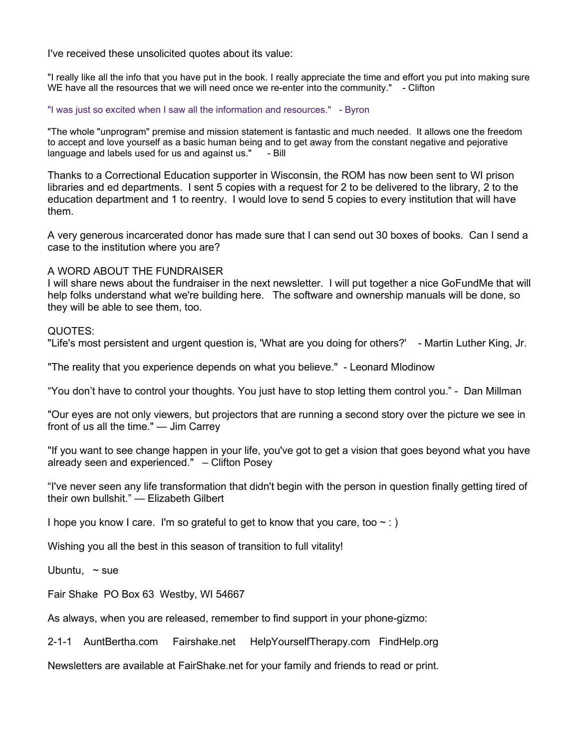I've received these unsolicited quotes about its value:

"I really like all the info that you have put in the book. I really appreciate the time and effort you put into making sure WE have all the resources that we will need once we re-enter into the community." - Clifton

"I was just so excited when I saw all the information and resources." - Byron

"The whole "unprogram" premise and mission statement is fantastic and much needed. It allows one the freedom to accept and love yourself as a basic human being and to get away from the constant negative and pejorative language and labels used for us and against us." - Bill

Thanks to a Correctional Education supporter in Wisconsin, the ROM has now been sent to WI prison libraries and ed departments. I sent 5 copies with a request for 2 to be delivered to the library, 2 to the education department and 1 to reentry. I would love to send 5 copies to every institution that will have them.

A very generous incarcerated donor has made sure that I can send out 30 boxes of books. Can I send a case to the institution where you are?

A WORD ABOUT THE FUNDRAISER

I will share news about the fundraiser in the next newsletter. I will put together a nice GoFundMe that will help folks understand what we're building here. The software and ownership manuals will be done, so they will be able to see them, too.

QUOTES:

"Life's most persistent and urgent question is, 'What are you doing for others?' - Martin Luther King, Jr.

"The reality that you experience depends on what you believe." - Leonard Mlodinow

“You don’t have to control your thoughts. You just have to stop letting them control you.” - Dan Millman

"Our eyes are not only viewers, but projectors that are running a second story over the picture we see in front of us all the time." — Jim Carrey

"If you want to see change happen in your life, you've got to get a vision that goes beyond what you have already seen and experienced." – Clifton Posey

“I've never seen any life transformation that didn't begin with the person in question finally getting tired of their own bullshit.” — Elizabeth Gilbert

I hope you know I care. I'm so grateful to get to know that you care, too ~ : )

Wishing you all the best in this season of transition to full vitality!

Ubuntu, ~ sue

Fair Shake PO Box 63 Westby, WI 54667

As always, when you are released, remember to find support in your phone-gizmo:

2-1-1 AuntBertha.com Fairshake.net HelpYourselfTherapy.com FindHelp.org

Newsletters are available at FairShake.net for your family and friends to read or print.